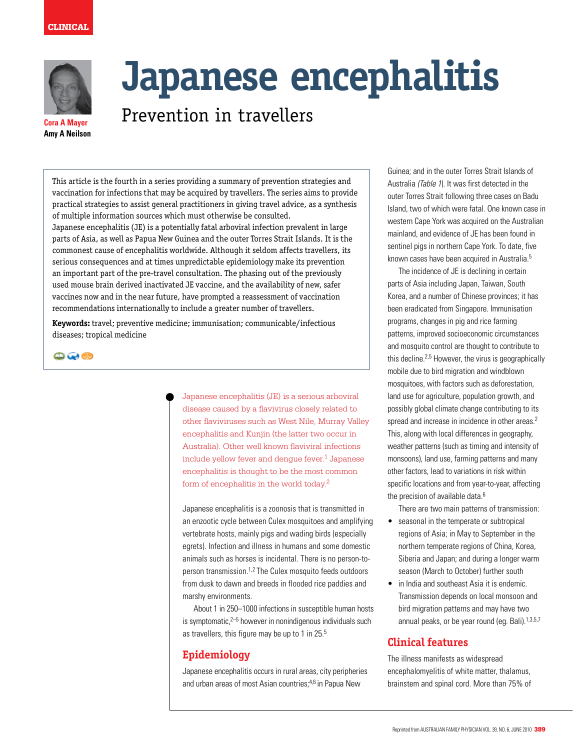CLINICAL

**Cora A Mayer**
**Amy A Neilson**

# Japanese encephalitis

## Prevention in travellers

This article is the fourth in a series providing a summary of prevention strategies and vaccination for infections that may be acquired by travellers. The series aims to provide practical strategies to assist general practitioners in giving travel advice, as a synthesis of multiple information sources which must otherwise be consulted.

Japanese encephalitis (JE) is a potentially fatal arboviral infection prevalent in large parts of Asia, as well as Papua New Guinea and the outer Torres Strait Islands. It is the commonest cause of encephalitis worldwide. Although it seldom affects travellers, its serious consequences and at times unpredictable epidemiology make its prevention an important part of the pre-travel consultation. The phasing out of the previously used mouse brain derived inactivated JE vaccine, and the availability of new, safer vaccines now and in the near future, have prompted a reassessment of vaccination recommendations internationally to include a greater number of travellers.

**Keywords:** travel; preventive medicine; immunisation; communicable/infectious diseases; tropical medicine

Japanese encephalitis (JE) is a serious arboviral disease caused by a flavivirus closely related to other flaviviruses such as West Nile, Murray Valley encephalitis and Kunjin (the latter two occur in Australia). Other well known flaviviral infections include yellow fever and dengue fever.[1] Japanese encephalitis is thought to be the most common form of encephalitis in the world today.[2]

Japanese encephalitis is a zoonosis that is transmitted in an enzootic cycle between Culex mosquitoes and amplifying vertebrate hosts, mainly pigs and wading birds (especially egrets). Infection and illness in humans and some domestic animals such as horses is incidental. There is no person-to-person transmission.[1,2] The Culex mosquito feeds outdoors from dusk to dawn and breeds in flooded rice paddies and marshy environments.

About 1 in 250–1000 infections in susceptible human hosts is symptomatic,[2–5] however in nonindigenous individuals such as travellers, this figure may be up to 1 in 25.[5]

### Epidemiology

Japanese encephalitis occurs in rural areas, city peripheries and urban areas of most Asian countries;[4,6] in Papua New Guinea; and in the outer Torres Strait Islands of Australia *(Table 1)*. It was first detected in the outer Torres Strait following three cases on Badu Island, two of which were fatal. One known case in western Cape York was acquired on the Australian mainland, and evidence of JE has been found in sentinel pigs in northern Cape York. To date, five known cases have been acquired in Australia.[5]

The incidence of JE is declining in certain parts of Asia including Japan, Taiwan, South Korea, and a number of Chinese provinces; it has been eradicated from Singapore. Immunisation programs, changes in pig and rice farming patterns, improved socioeconomic circumstances and mosquito control are thought to contribute to this decline.[2,5] However, the virus is geographically mobile due to bird migration and windblown mosquitoes, with factors such as deforestation, land use for agriculture, population growth, and possibly global climate change contributing to its spread and increase in incidence in other areas.[2] This, along with local differences in geography, weather patterns (such as timing and intensity of monsoons), land use, farming patterns and many other factors, lead to variations in risk within specific locations and from year-to-year, affecting the precision of available data.[6]

There are two main patterns of transmission:

- seasonal in the temperate or subtropical regions of Asia; in May to September in the northern temperate regions of China, Korea, Siberia and Japan; and during a longer warm season (March to October) further south
- in India and southeast Asia it is endemic. Transmission depends on local monsoon and bird migration patterns and may have two annual peaks, or be year round (eg. Bali).[1,3,5,7]

### Clinical features

The illness manifests as widespread encephalomyelitis of white matter, thalamus, brainstem and spinal cord. More than 75% of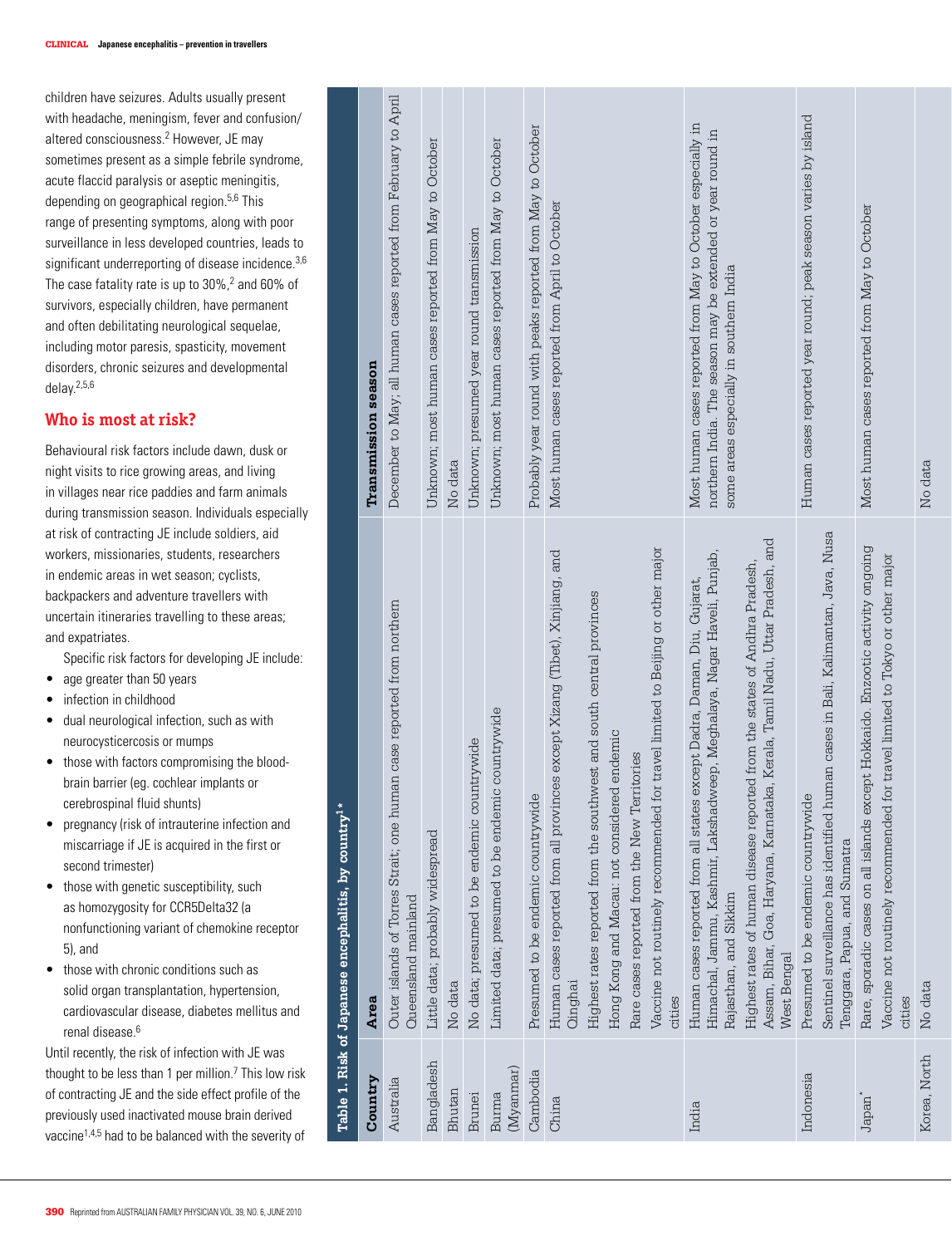children have seizures. Adults usually present with headache, meningism, fever and confusion/altered consciousness.[2] However, JE may sometimes present as a simple febrile syndrome, acute flaccid paralysis or aseptic meningitis, depending on geographical region.[5,6] This range of presenting symptoms, along with poor surveillance in less developed countries, leads to significant underreporting of disease incidence.[3,6] The case fatality rate is up to 30%,[2] and 60% of survivors, especially children, have permanent and often debilitating neurological sequelae, including motor paresis, spasticity, movement disorders, chronic seizures and developmental delay.[2,5,6]

## Who is most at risk?

Behavioural risk factors include dawn, dusk or night visits to rice growing areas, and living in villages near rice paddies and farm animals during transmission season. Individuals especially at risk of contracting JE include soldiers, aid workers, missionaries, students, researchers in endemic areas in wet season; cyclists, backpackers and adventure travellers with uncertain itineraries travelling to these areas; and expatriates.

Specific risk factors for developing JE include:

- age greater than 50 years
- infection in childhood
- dual neurological infection, such as with neurocysticercosis or mumps
- those with factors compromising the blood-brain barrier (eg. cochlear implants or cerebrospinal fluid shunts)
- pregnancy (risk of intrauterine infection and miscarriage if JE is acquired in the first or second trimester)
- those with genetic susceptibility, such as homozygosity for CCR5Delta32 (a nonfunctioning variant of chemokine receptor 5), and
- those with chronic conditions such as solid organ transplantation, hypertension, cardiovascular disease, diabetes mellitus and renal disease.[6]

Until recently, the risk of infection with JE was thought to be less than 1 per million.[7] This low risk of contracting JE and the side effect profile of the previously used inactivated mouse brain derived vaccine[1,4,5] had to be balanced with the severity of

**Table 1. Risk of Japanese encephalitis, by country[1]***

| Country | Area | Transmission season |
|---|---|---|
| Australia | Outer islands of Torres Strait; one human case reported from northern Queensland mainland | December to May; all human cases reported from February to April |
| Bangladesh | Little data; probably widespread | Unknown; most human cases reported from May to October |
| Bhutan | No data | No data |
| Brunei | No data; presumed to be endemic countrywide | Unknown; presumed year round transmission |
| Burma (Myanmar) | Limited data; presumed to be endemic countrywide | Unknown; most human cases reported from May to October |
| Cambodia | Presumed to be endemic countrywide | Probably year round with peaks reported from May to October |
| China | Human cases reported from all provinces except Xizang (Tibet), Xinjiang, and Qinghai<br>Highest rates reported from the southwest and south central provinces<br>Hong Kong and Macau: not considered endemic<br>Rare cases reported from the New Territories<br>Vaccine not routinely recommended for travel limited to Beijing or other major cities | Most human cases reported from April to October |
| India | Human cases reported from all states except Dadra, Daman, Diu, Gujarat, Himachal, Jammu, Kashmir, Lakshadweep, Meghalaya, Nagar Haveli, Punjab, Rajasthan, and Sikkim<br>Highest rates of human disease reported from the states of Andhra Pradesh, Assam, Bihar, Goa, Haryana, Karnataka, Kerala, Tamil Nadu, Uttar Pradesh, and West Bengal | Most human cases reported from May to October especially in northern India. The season may be extended or year round in some areas especially in southern India |
| Indonesia | Presumed to be endemic countrywide<br>Sentinel surveillance has identified human cases in Bali, Kalimantan, Java, Nusa Tenggara, Papua, and Sumatra | Human cases reported year round; peak season varies by island |
| Japan* | Rare, sporadic cases on all islands except Hokkaido. Enzootic activity ongoing<br>Vaccine not routinely recommended for travel limited to Tokyo or other major cities | Most human cases reported from May to October |
| Korea, North | No data | No data |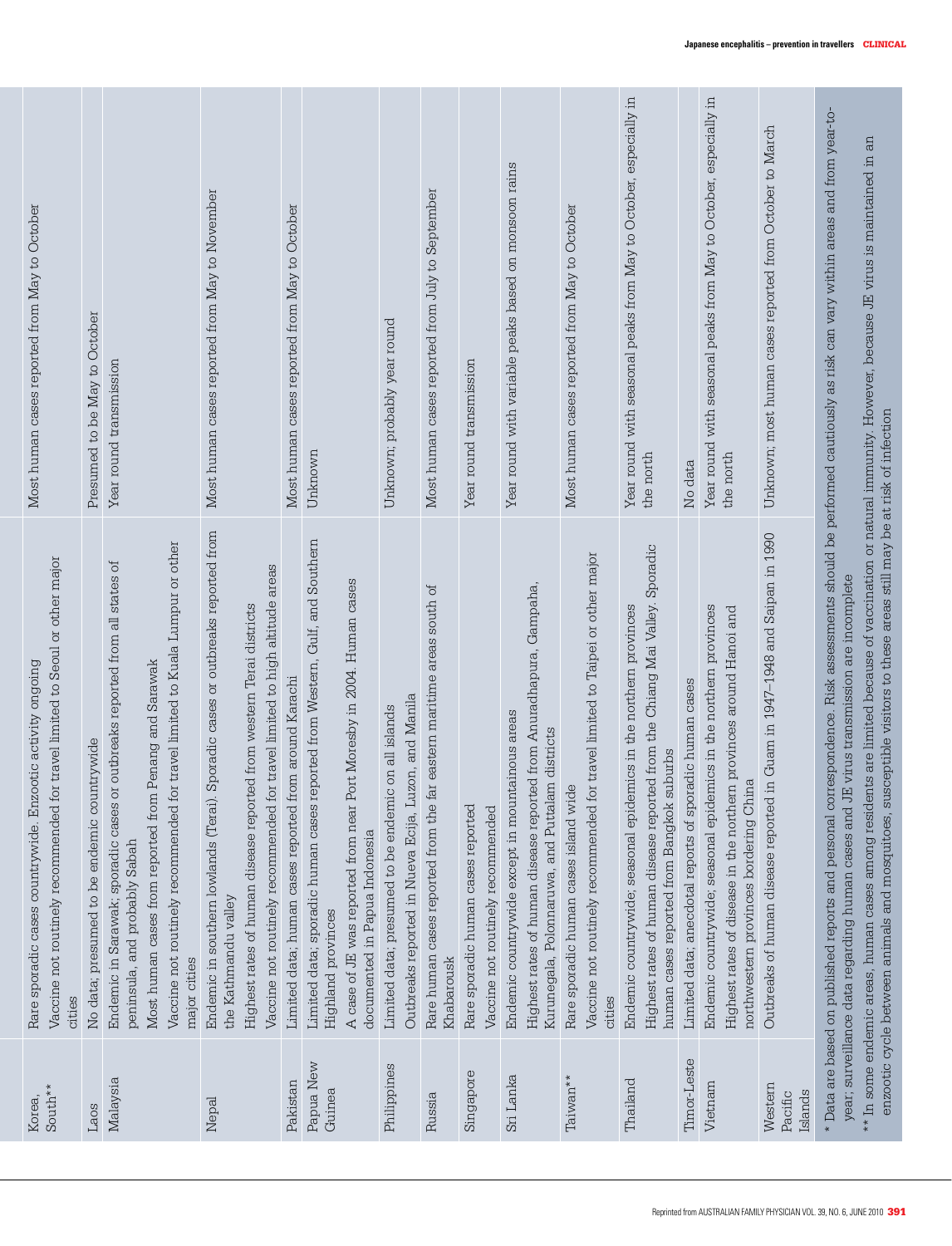| | | |
|---|---|---|
| Korea, South** | Rare sporadic cases countrywide. Enzootic activity ongoing<br>Vaccine not routinely recommended for travel limited to Seoul or other major cities | Most human cases reported from May to October |
| Laos | No data; presumed to be endemic countrywide | Presumed to be May to October |
| Malaysia | Endemic in Sarawak; sporadic cases or outbreaks reported from all states of peninsula, and probably Sabah<br>Most human cases from reported from Penang and Sarawak<br>Vaccine not routinely recommended for travel limited to Kuala Lumpur or other major cities | Year round transmission |
| Nepal | Endemic in southern lowlands (Terai). Sporadic cases or outbreaks reported from the Kathmandu valley<br>Highest rates of human disease reported from western Terai districts<br>Vaccine not routinely recommended for travel limited to high altitude areas | Most human cases reported from May to November |
| Pakistan | Limited data; human cases reported from around Karachi | Most human cases reported from May to October |
| Papua New Guinea | Limited data; sporadic human cases reported from Western, Gulf, and Southern Highland provinces<br>A case of JE was reported from near Port Moresby in 2004. Human cases documented in Papua Indonesia | Unknown |
| Philippines | Limited data; presumed to be endemic on all islands<br>Outbreaks reported in Nueva Ecija, Luzon, and Manila | Unknown; probably year round |
| Russia | Rare human cases reported from the far eastern maritime areas south of Khabarousk | Most human cases reported from July to September |
| Singapore | Rare sporadic human cases reported<br>Vaccine not routinely recommended | Year round transmission |
| Sri Lanka | Endemic countrywide except in mountainous areas<br>Highest rates of human disease reported from Anuradhapura, Gampaha, Kurunegala, Polonnaruwa, and Puttalam districts | Year round with variable peaks based on monsoon rains |
| Taiwan** | Rare sporadic human cases island wide<br>Vaccine not routinely recommended for travel limited to Taipei or other major cities | Most human cases reported from May to October |
| Thailand | Endemic countrywide; seasonal epidemics in the northern provinces<br>Highest rates of human disease reported from the Chiang Mai Valley. Sporadic human cases reported from Bangkok suburbs | Year round with seasonal peaks from May to October, especially in the north |
| Timor-Leste | Limited data; anecdotal reports of sporadic human cases | No data |
| Vietnam | Endemic countrywide; seasonal epidemics in the northern provinces<br>Highest rates of disease in the northern provinces around Hanoi and northwestern provinces bordering China | Year round with seasonal peaks from May to October, especially in the north |
| Western Pacific Islands | Outbreaks of human disease reported in Guam in 1947–1948 and Saipan in 1990 | Unknown; most human cases reported from October to March |

\* Data are based on published reports and personal correspondence. Risk assessments should be performed cautiously as risk can vary within areas and from year-to-year; surveillance data regarding human cases and JE virus transmission are incomplete

** In some endemic areas, human cases among residents are limited because of vaccination or natural immunity. However, because JE virus is maintained in an enzootic cycle between animals and mosquitoes, susceptible visitors to these areas still may be at risk of infection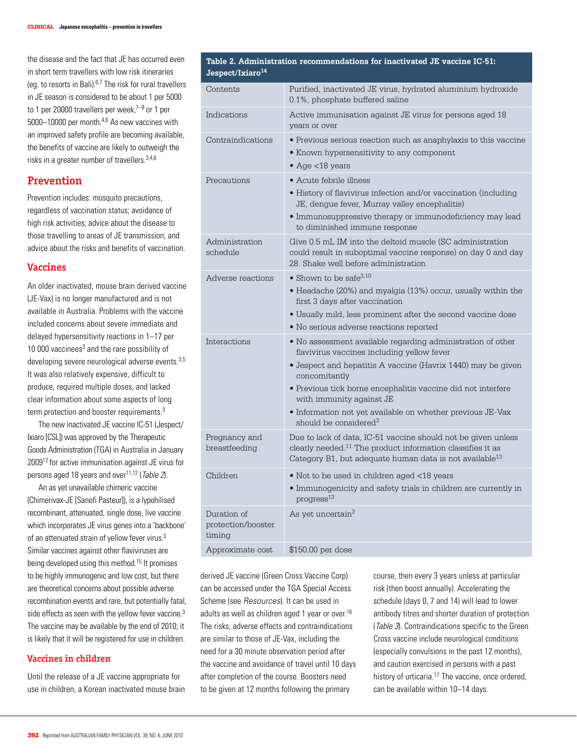the disease and the fact that JE has occurred even in short term travellers with low risk itineraries (eg. to resorts in Bali).[6,7] The risk for rural travellers in JE season is considered to be about 1 per 5000 to 1 per 20000 travellers per week,[7–9] or 1 per 5000–10000 per month.[4,6] As new vaccines with an improved safety profile are becoming available, the benefits of vaccine are likely to outweigh the risks in a greater number of travellers.[3,4,6]

## Prevention

Prevention includes: mosquito precautions, regardless of vaccination status; avoidance of high risk activities; advice about the disease to those travelling to areas of JE transmission; and advice about the risks and benefits of vaccination.

### Vaccines

An older inactivated, mouse brain derived vaccine (JE-Vax) is no longer manufactured and is not available in Australia. Problems with the vaccine included concerns about severe immediate and delayed hypersensitivity reactions in 1–17 per 10 000 vaccinees[3] and the rare possibility of developing severe neurological adverse events.[3,5] It was also relatively expensive, difficult to produce, required multiple doses, and lacked clear information about some aspects of long term protection and booster requirements.[3]

The new inactivated JE vaccine IC-51 (Jespect/Ixiaro [CSL]) was approved by the Therapeutic Goods Administration (TGA) in Australia in January 2009[12] for active immunisation against JE virus for persons aged 18 years and over[11,12] (*Table 2*).

An as yet unavailable chimeric vaccine (Chimerivax-JE [Sanofi Pasteur]), is a lypohilised recombinant, attenuated, single dose, live vaccine which incorporates JE virus genes into a 'backbone' of an attenuated strain of yellow fever virus.[3] Similar vaccines against other flaviviruses are being developed using this method.[15] It promises to be highly immunogenic and low cost, but there are theoretical concerns about possible adverse recombination events and rare, but potentially fatal, side effects as seen with the yellow fever vaccine.[3] The vaccine may be available by the end of 2010; it is likely that it will be registered for use in children.

### Vaccines in children

Until the release of a JE vaccine appropriate for use in children, a Korean inactivated mouse brain derived JE vaccine (Green Cross Vaccine Corp) can be accessed under the TGA Special Access Scheme (see *Resources*). It can be used in adults as well as children aged 1 year or over.[16] The risks, adverse effects and contraindications are similar to those of JE-Vax, including the need for a 30 minute observation period after the vaccine and avoidance of travel until 10 days after completion of the course. Boosters need to be given at 12 months following the primary course, then every 3 years unless at particular risk (then boost annually). Accelerating the schedule (days 0, 7 and 14) will lead to lower antibody titres and shorter duration of protection (*Table 3*). Contraindications specific to the Green Cross vaccine include neurological conditions (especially convulsions in the past 12 months), and caution exercised in persons with a past history of urticaria.[17] The vaccine, once ordered, can be available within 10–14 days.

**Table 2. Administration recommendations for inactivated JE vaccine IC-51: Jespect/Ixiaro[14]**

| | |
|---|---|
| Contents | Purified, inactivated JE virus, hydrated aluminium hydroxide 0.1%, phosphate buffered saline |
| Indications | Active immunisation against JE virus for persons aged 18 years or over |
| Contraindications | • Previous serious reaction such as anaphylaxis to this vaccine<br>• Known hypersensitivity to any component<br>• Age <18 years |
| Precautions | • Acute febrile illness<br>• History of flavivirus infection and/or vaccination (including JE, dengue fever, Murray valley encephalitis)<br>• Immunosuppressive therapy or immunodeficiency may lead to diminished immune response |
| Administration schedule | Give 0.5 mL IM into the deltoid muscle (SC administration could result in suboptimal vaccine response) on day 0 and day 28. Shake well before administration |
| Adverse reactions | • Shown to be safe[3,10]<br>• Headache (20%) and myalgia (13%) occur, usually within the first 3 days after vaccination<br>• Usually mild, less prominent after the second vaccine dose<br>• No serious adverse reactions reported |
| Interactions | • No assessment available regarding administration of other flavivirus vaccines including yellow fever<br>• Jespect and hepatitis A vaccine (Havrix 1440) may be given concomitantly<br>• Previous tick borne encephalitis vaccine did not interfere with immunity against JE<br>• Information not yet available on whether previous JE-Vax should be considered[3] |
| Pregnancy and breastfeeding | Due to lack of data, IC-51 vaccine should not be given unless clearly needed.[11] The product information classifies it as Category B1, but adequate human data is not available[13] |
| Children | • Not to be used in children aged <18 years<br>• Immunogenicity and safety trials in children are currently in progress[13] |
| Duration of protection/booster timing | As yet uncertain[3] |
| Approximate cost | $150.00 per dose |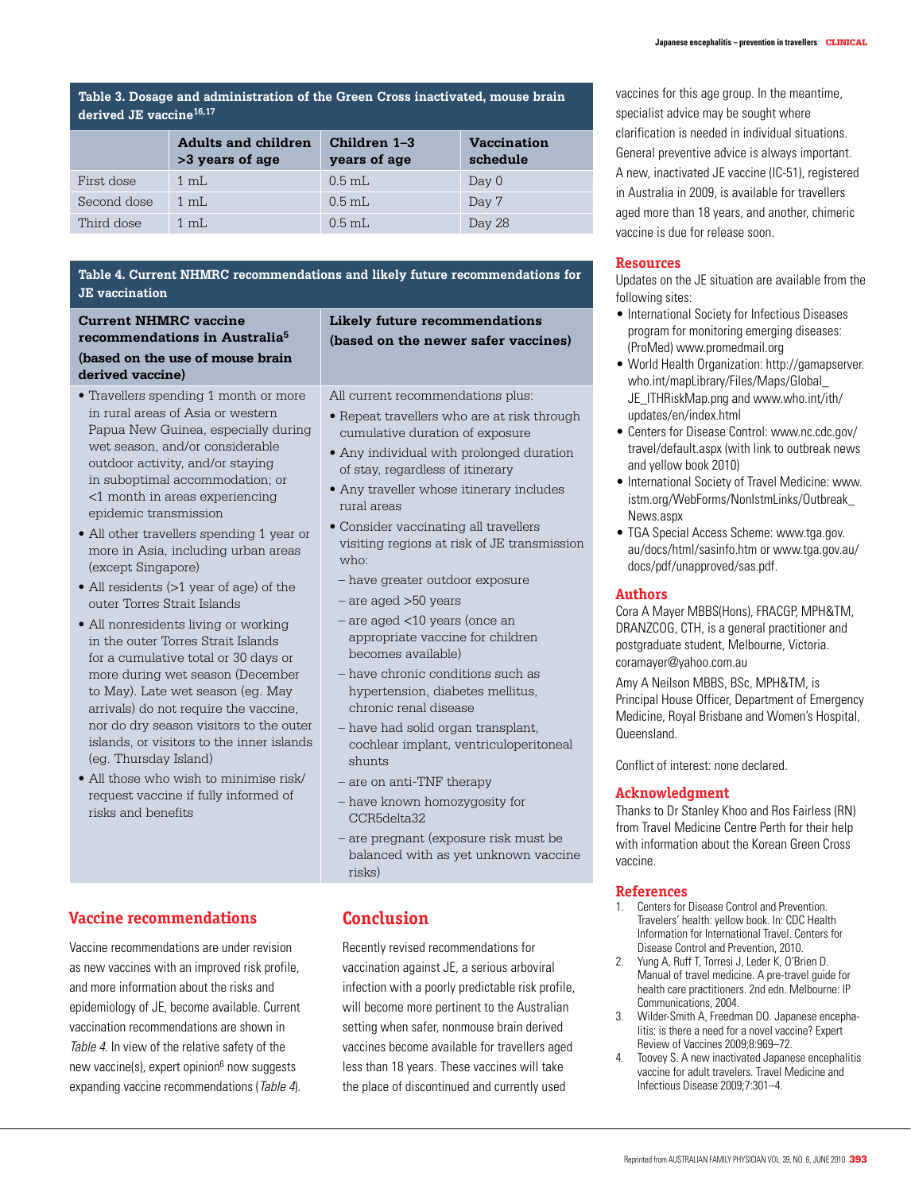**Table 3. Dosage and administration of the Green Cross inactivated, mouse brain derived JE vaccine[16,17]**

| | Adults and children >3 years of age | Children 1–3 years of age | Vaccination schedule |
|---|---|---|---|
| First dose | 1 mL | 0.5 mL | Day 0 |
| Second dose | 1 mL | 0.5 mL | Day 7 |
| Third dose | 1 mL | 0.5 mL | Day 28 |

**Table 4. Current NHMRC recommendations and likely future recommendations for JE vaccination**

| Current NHMRC vaccine recommendations in Australia[5] (based on the use of mouse brain derived vaccine) | Likely future recommendations (based on the newer safer vaccines) |
|---|---|
| • Travellers spending 1 month or more in rural areas of Asia or western Papua New Guinea, especially during wet season, and/or considerable outdoor activity, and/or staying in suboptimal accommodation; or <1 month in areas experiencing epidemic transmission<br>• All other travellers spending 1 year or more in Asia, including urban areas (except Singapore)<br>• All residents (>1 year of age) of the outer Torres Strait Islands<br>• All nonresidents living or working in the outer Torres Strait Islands for a cumulative total or 30 days or more during wet season (December to May). Late wet season (eg. May arrivals) do not require the vaccine, nor do dry season visitors to the outer islands, or visitors to the inner islands (eg. Thursday Island)<br>• All those who wish to minimise risk/request vaccine if fully informed of risks and benefits | All current recommendations plus:<br>• Repeat travellers who are at risk through cumulative duration of exposure<br>• Any individual with prolonged duration of stay, regardless of itinerary<br>• Any traveller whose itinerary includes rural areas<br>• Consider vaccinating all travellers visiting regions at risk of JE transmission who:<br>– have greater outdoor exposure<br>– are aged >50 years<br>– are aged <10 years (once an appropriate vaccine for children becomes available)<br>– have chronic conditions such as hypertension, diabetes mellitus, chronic renal disease<br>– have had solid organ transplant, cochlear implant, ventriculoperitoneal shunts<br>– are on anti-TNF therapy<br>– have known homozygosity for CCR5delta32<br>– are pregnant (exposure risk must be balanced with as yet unknown vaccine risks) |

## Vaccine recommendations

Vaccine recommendations are under revision as new vaccines with an improved risk profile, and more information about the risks and epidemiology of JE, become available. Current vaccination recommendations are shown in *Table 4*. In view of the relative safety of the new vaccine(s), expert opinion[6] now suggests expanding vaccine recommendations (*Table 4*).

## Conclusion

Recently revised recommendations for vaccination against JE, a serious arboviral infection with a poorly predictable risk profile, will become more pertinent to the Australian setting when safer, nonmouse brain derived vaccines become available for travellers aged less than 18 years. These vaccines will take the place of discontinued and currently used vaccines for this age group. In the meantime, specialist advice may be sought where clarification is needed in individual situations. General preventive advice is always important. A new, inactivated JE vaccine (IC-51), registered in Australia in 2009, is available for travellers aged more than 18 years, and another, chimeric vaccine is due for release soon.

## Resources

Updates on the JE situation are available from the following sites:

- International Society for Infectious Diseases program for monitoring emerging diseases: (ProMed) www.promedmail.org
- World Health Organization: http://gamapserver.who.int/mapLibrary/Files/Maps/Global_JE_ITHRiskMap.png and www.who.int/ith/updates/en/index.html
- Centers for Disease Control: www.nc.cdc.gov/travel/default.aspx (with link to outbreak news and yellow book 2010)
- International Society of Travel Medicine: www.istm.org/WebForms/NonIstmLinks/Outbreak_News.aspx
- TGA Special Access Scheme: www.tga.gov.au/docs/html/sasinfo.htm or www.tga.gov.au/docs/pdf/unapproved/sas.pdf.

## Authors

Cora A Mayer MBBS(Hons), FRACGP, MPH&TM, DRANZCOG, CTH, is a general practitioner and postgraduate student, Melbourne, Victoria. coramayer@yahoo.com.au

Amy A Neilson MBBS, BSc, MPH&TM, is Principal House Officer, Department of Emergency Medicine, Royal Brisbane and Women's Hospital, Queensland.

Conflict of interest: none declared.

## Acknowledgment

Thanks to Dr Stanley Khoo and Ros Fairless (RN) from Travel Medicine Centre Perth for their help with information about the Korean Green Cross vaccine.

## References

1. Centers for Disease Control and Prevention. Travelers' health: yellow book. In: CDC Health Information for International Travel. Centers for Disease Control and Prevention, 2010.
2. Yung A, Ruff T, Torresi J, Leder K, O'Brien D. Manual of travel medicine. A pre-travel guide for health care practitioners. 2nd edn. Melbourne: IP Communications, 2004.
3. Wilder-Smith A, Freedman DO. Japanese encephalitis: is there a need for a novel vaccine? Expert Review of Vaccines 2009;8:969–72.
4. Toovey S. A new inactivated Japanese encephalitis vaccine for adult travelers. Travel Medicine and Infectious Disease 2009;7:301–4.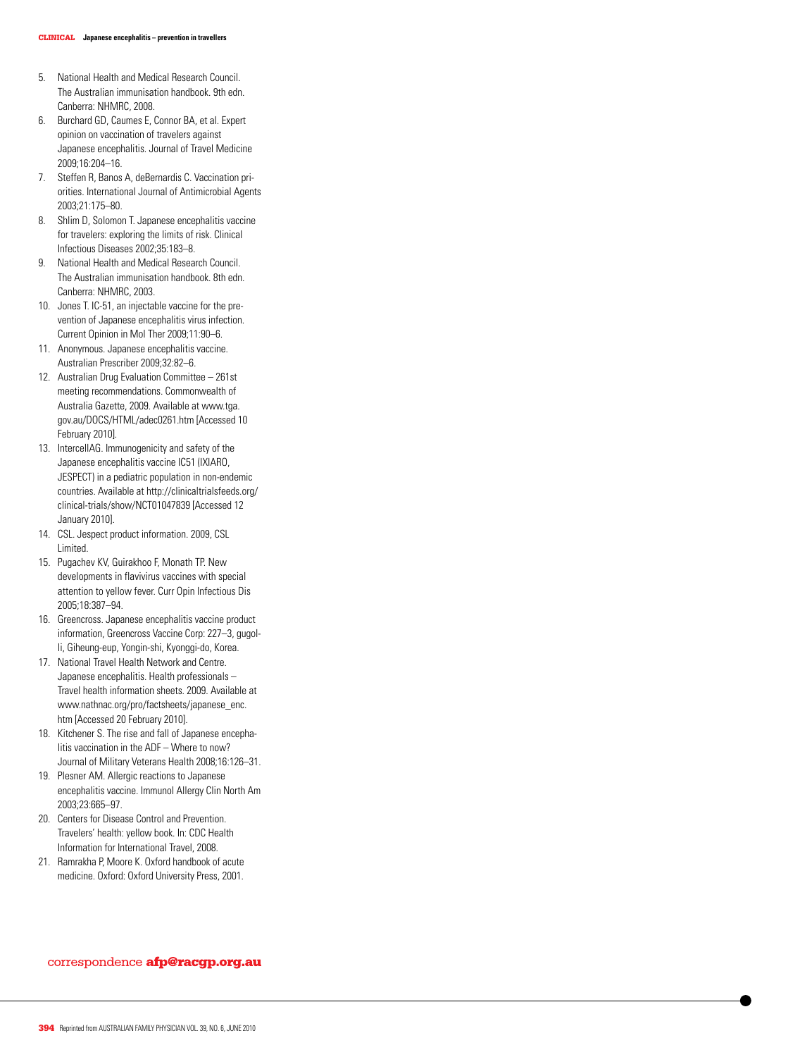5. National Health and Medical Research Council. The Australian immunisation handbook. 9th edn. Canberra: NHMRC, 2008.
6. Burchard GD, Caumes E, Connor BA, et al. Expert opinion on vaccination of travelers against Japanese encephalitis. Journal of Travel Medicine 2009;16:204–16.
7. Steffen R, Banos A, deBernardis C. Vaccination priorities. International Journal of Antimicrobial Agents 2003;21:175–80.
8. Shlim D, Solomon T. Japanese encephalitis vaccine for travelers: exploring the limits of risk. Clinical Infectious Diseases 2002;35:183–8.
9. National Health and Medical Research Council. The Australian immunisation handbook. 8th edn. Canberra: NHMRC, 2003.
10. Jones T. IC-51, an injectable vaccine for the prevention of Japanese encephalitis virus infection. Current Opinion in Mol Ther 2009;11:90–6.
11. Anonymous. Japanese encephalitis vaccine. Australian Prescriber 2009;32:82–6.
12. Australian Drug Evaluation Committee – 261st meeting recommendations. Commonwealth of Australia Gazette, 2009. Available at www.tga.gov.au/DOCS/HTML/adec0261.htm [Accessed 10 February 2010].
13. IntercellAG. Immunogenicity and safety of the Japanese encephalitis vaccine IC51 (IXIARO, JESPECT) in a pediatric population in non-endemic countries. Available at http://clinicaltrialsfeeds.org/clinical-trials/show/NCT01047839 [Accessed 12 January 2010].
14. CSL. Jespect product information. 2009, CSL Limited.
15. Pugachev KV, Guirakhoo F, Monath TP. New developments in flavivirus vaccines with special attention to yellow fever. Curr Opin Infectious Dis 2005;18:387–94.
16. Greencross. Japanese encephalitis vaccine product information, Greencross Vaccine Corp: 227–3, gugol-li, Giheung-eup, Yongin-shi, Kyonggi-do, Korea.
17. National Travel Health Network and Centre. Japanese encephalitis. Health professionals – Travel health information sheets. 2009. Available at www.nathnac.org/pro/factsheets/japanese_enc.htm [Accessed 20 February 2010].
18. Kitchener S. The rise and fall of Japanese encephalitis vaccination in the ADF – Where to now? Journal of Military Veterans Health 2008;16:126–31.
19. Plesner AM. Allergic reactions to Japanese encephalitis vaccine. Immunol Allergy Clin North Am 2003;23:665–97.
20. Centers for Disease Control and Prevention. Travelers' health: yellow book. In: CDC Health Information for International Travel, 2008.
21. Ramrakha P, Moore K. Oxford handbook of acute medicine. Oxford: Oxford University Press, 2001.

correspondence **afp@racgp.org.au**